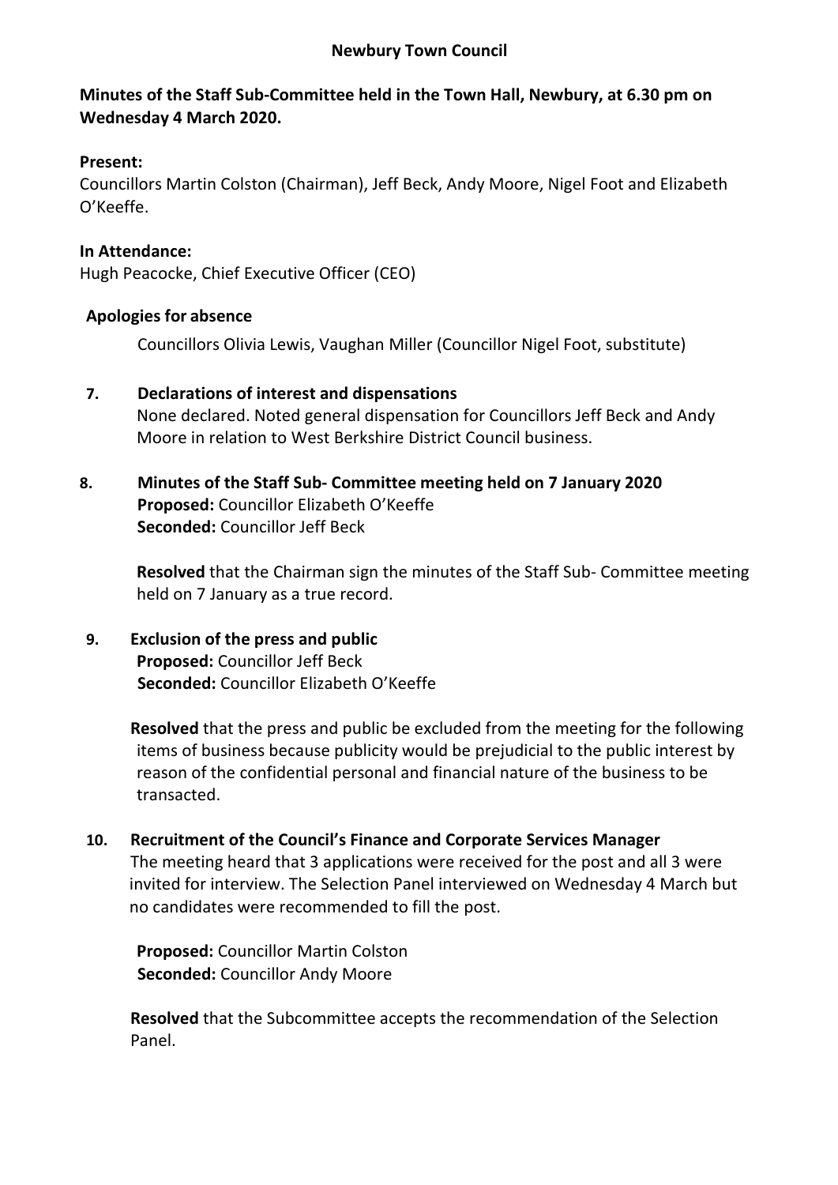# Newbury Town Council

**Minutes of the Staff Sub-Committee held in the Town Hall, Newbury, at 6.30 pm on Wednesday 4 March 2020.**

**Present:**
Councillors Martin Colston (Chairman), Jeff Beck, Andy Moore, Nigel Foot and Elizabeth O'Keeffe.

**In Attendance:**
Hugh Peacocke, Chief Executive Officer (CEO)

**Apologies for absence**

Councillors Olivia Lewis, Vaughan Miller (Councillor Nigel Foot, substitute)

**7. Declarations of interest and dispensations**

None declared. Noted general dispensation for Councillors Jeff Beck and Andy Moore in relation to West Berkshire District Council business.

**8. Minutes of the Staff Sub- Committee meeting held on 7 January 2020**

**Proposed:** Councillor Elizabeth O'Keeffe
**Seconded:** Councillor Jeff Beck

**Resolved** that the Chairman sign the minutes of the Staff Sub- Committee meeting held on 7 January as a true record.

**9. Exclusion of the press and public**

**Proposed:** Councillor Jeff Beck
**Seconded:** Councillor Elizabeth O'Keeffe

**Resolved** that the press and public be excluded from the meeting for the following items of business because publicity would be prejudicial to the public interest by reason of the confidential personal and financial nature of the business to be transacted.

**10. Recruitment of the Council's Finance and Corporate Services Manager**

The meeting heard that 3 applications were received for the post and all 3 were invited for interview. The Selection Panel interviewed on Wednesday 4 March but no candidates were recommended to fill the post.

**Proposed:** Councillor Martin Colston
**Seconded:** Councillor Andy Moore

**Resolved** that the Subcommittee accepts the recommendation of the Selection Panel.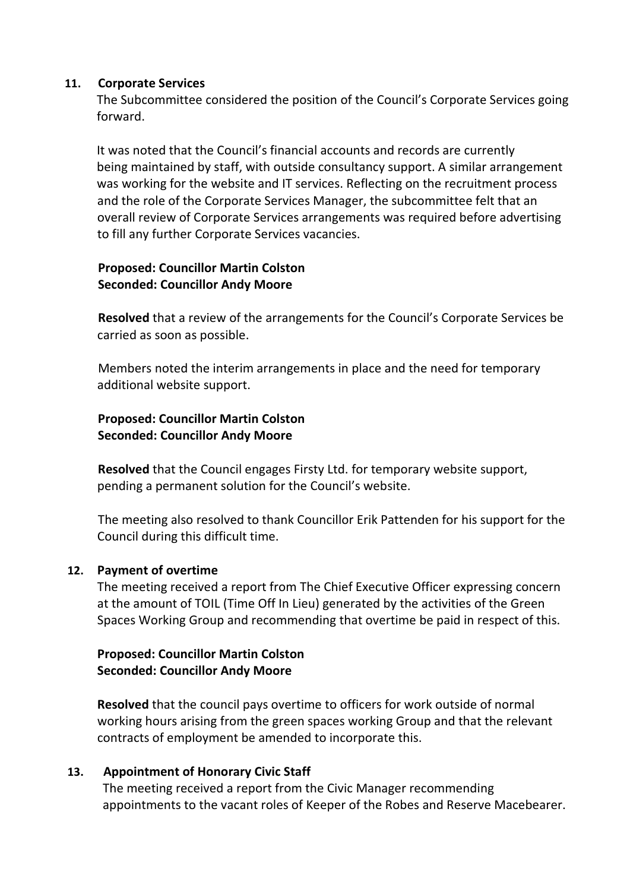## 11. Corporate Services

The Subcommittee considered the position of the Council's Corporate Services going forward.

It was noted that the Council's financial accounts and records are currently being maintained by staff, with outside consultancy support. A similar arrangement was working for the website and IT services. Reflecting on the recruitment process and the role of the Corporate Services Manager, the subcommittee felt that an overall review of Corporate Services arrangements was required before advertising to fill any further Corporate Services vacancies.

**Proposed: Councillor Martin Colston**
**Seconded: Councillor Andy Moore**

**Resolved** that a review of the arrangements for the Council's Corporate Services be carried as soon as possible.

Members noted the interim arrangements in place and the need for temporary additional website support.

**Proposed: Councillor Martin Colston**
**Seconded: Councillor Andy Moore**

**Resolved** that the Council engages Firsty Ltd. for temporary website support, pending a permanent solution for the Council's website.

The meeting also resolved to thank Councillor Erik Pattenden for his support for the Council during this difficult time.

## 12. Payment of overtime

The meeting received a report from The Chief Executive Officer expressing concern at the amount of TOIL (Time Off In Lieu) generated by the activities of the Green Spaces Working Group and recommending that overtime be paid in respect of this.

**Proposed: Councillor Martin Colston**
**Seconded: Councillor Andy Moore**

**Resolved** that the council pays overtime to officers for work outside of normal working hours arising from the green spaces working Group and that the relevant contracts of employment be amended to incorporate this.

## 13. Appointment of Honorary Civic Staff

The meeting received a report from the Civic Manager recommending appointments to the vacant roles of Keeper of the Robes and Reserve Macebearer.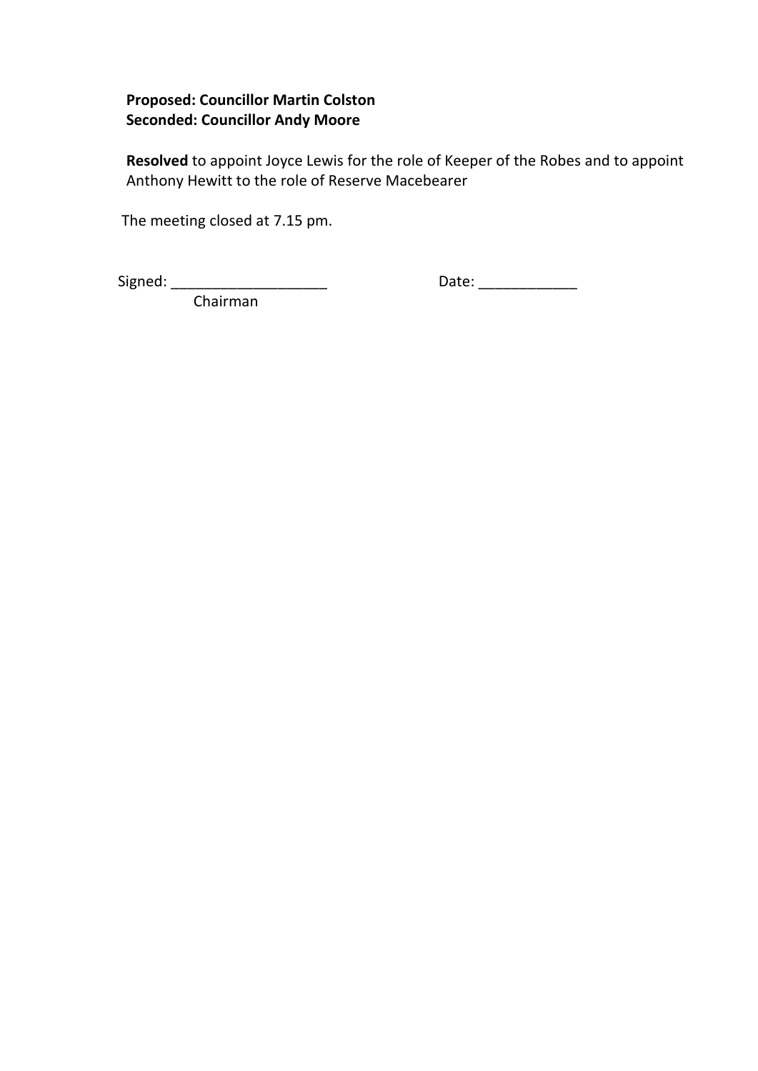**Proposed: Councillor Martin Colston**
**Seconded: Councillor Andy Moore**

**Resolved** to appoint Joyce Lewis for the role of Keeper of the Robes and to appoint Anthony Hewitt to the role of Reserve Macebearer

The meeting closed at 7.15 pm.

Signed: ___________________ Date: ____________
Chairman